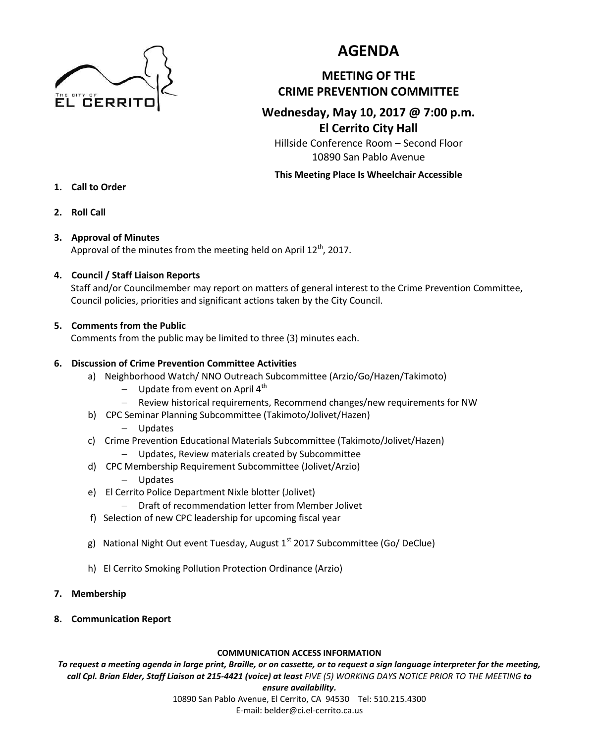# AGENDA

## MEETING OF THE CRIME PREVENTION COMMITTEE

### Wednesday, May 10, 2017 @ 7:00 p.m.
### El Cerrito City Hall

Hillside Conference Room – Second Floor
10890 San Pablo Avenue

**This Meeting Place Is Wheelchair Accessible**

1. **Call to Order**

2. **Roll Call**

3. **Approval of Minutes**
   Approval of the minutes from the meeting held on April 12th, 2017.

4. **Council / Staff Liaison Reports**
   Staff and/or Councilmember may report on matters of general interest to the Crime Prevention Committee, Council policies, priorities and significant actions taken by the City Council.

5. **Comments from the Public**
   Comments from the public may be limited to three (3) minutes each.

6. **Discussion of Crime Prevention Committee Activities**
   a) Neighborhood Watch/ NNO Outreach Subcommittee (Arzio/Go/Hazen/Takimoto)
      - Update from event on April 4th
      - Review historical requirements, Recommend changes/new requirements for NW
   
   b) CPC Seminar Planning Subcommittee (Takimoto/Jolivet/Hazen)
      - Updates
   
   c) Crime Prevention Educational Materials Subcommittee (Takimoto/Jolivet/Hazen)
      - Updates, Review materials created by Subcommittee
   
   d) CPC Membership Requirement Subcommittee (Jolivet/Arzio)
      - Updates
   
   e) El Cerrito Police Department Nixle blotter (Jolivet)
      - Draft of recommendation letter from Member Jolivet
   
   f) Selection of new CPC leadership for upcoming fiscal year
   
   g) National Night Out event Tuesday, August 1st 2017 Subcommittee (Go/ DeClue)
   
   h) El Cerrito Smoking Pollution Protection Ordinance (Arzio)

7. **Membership**

8. **Communication Report**

**COMMUNICATION ACCESS INFORMATION**

***To request a meeting agenda in large print, Braille, or on cassette, or to request a sign language interpreter for the meeting, call Cpl. Brian Elder, Staff Liaison at 215-4421 (voice) at least** FIVE (5) WORKING DAYS NOTICE PRIOR TO THE MEETING **to ensure availability.***

10890 San Pablo Avenue, El Cerrito, CA 94530 Tel: 510.215.4300
E-mail: belder@ci.el-cerrito.ca.us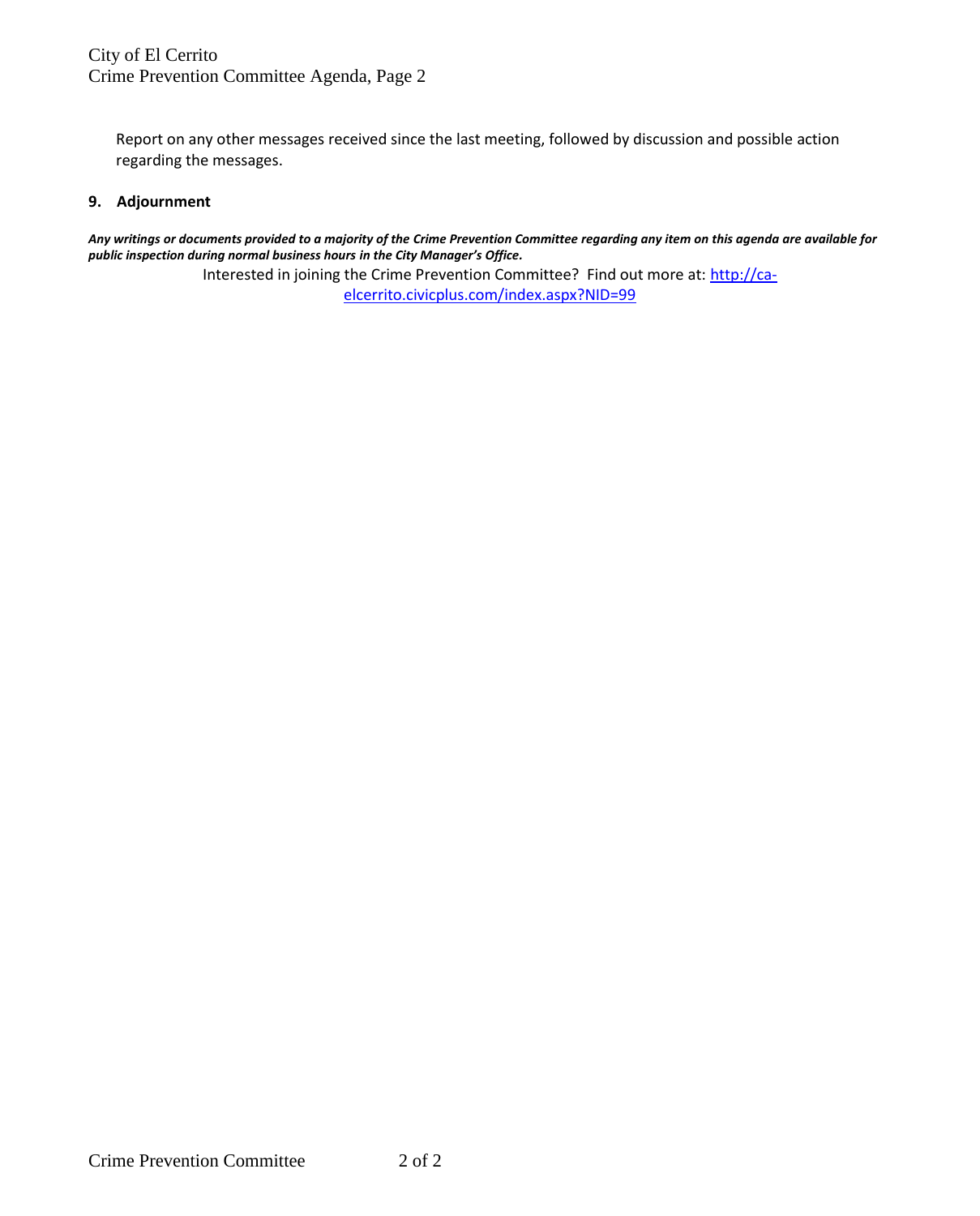Report on any other messages received since the last meeting, followed by discussion and possible action regarding the messages.

**9. Adjournment**

***Any writings or documents provided to a majority of the Crime Prevention Committee regarding any item on this agenda are available for public inspection during normal business hours in the City Manager's Office.***

Interested in joining the Crime Prevention Committee? Find out more at: http://ca-elcerrito.civicplus.com/index.aspx?NID=99